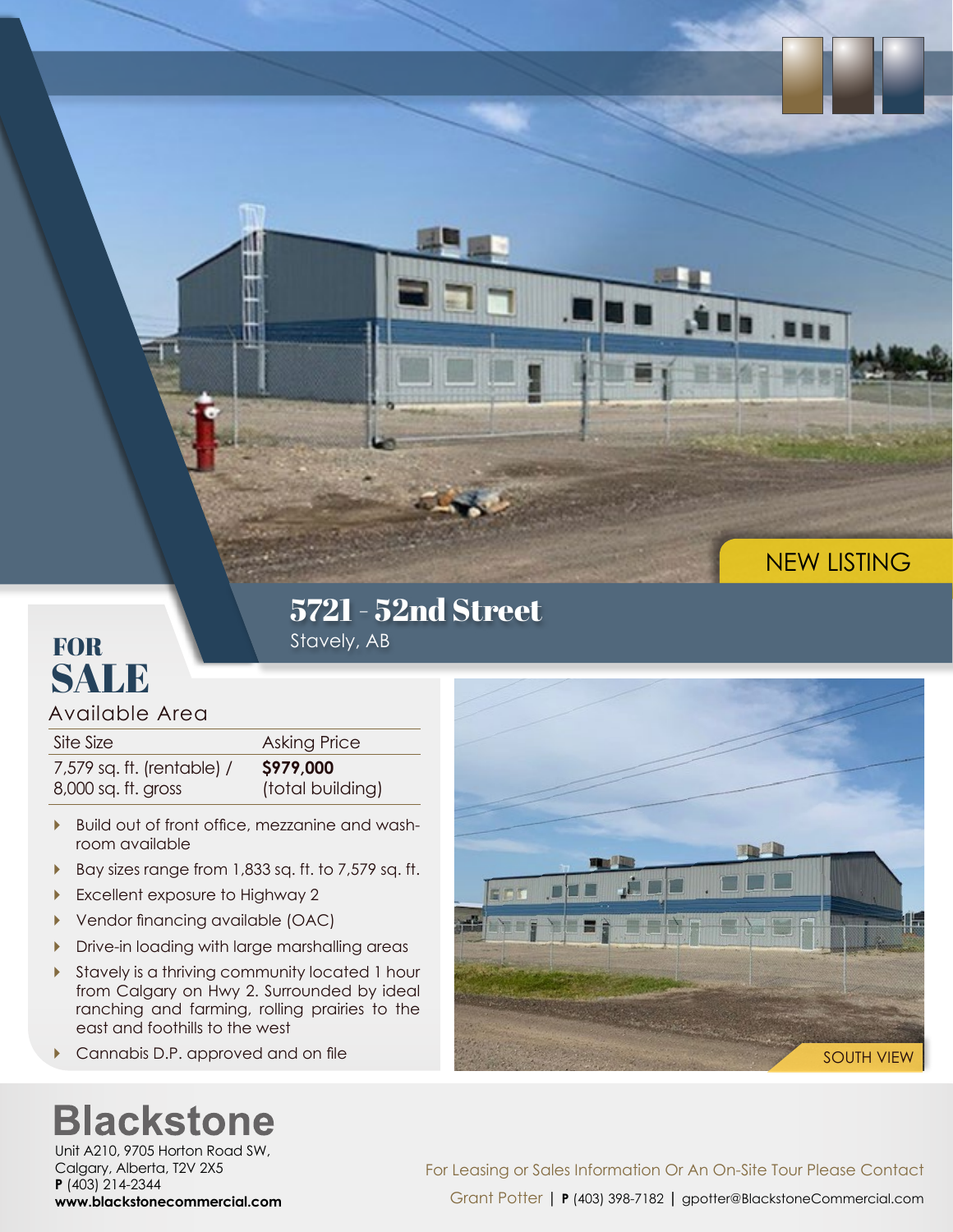NEW LISTING

# 5721 - 52nd Street

Stavely, AB

## FOR SALE

### Available Area

| Site Size | Asking Price |
| --- | --- |
| 7,579 sq. ft. (rentable) / 8,000 sq. ft. gross | **$979,000** (total building) |

- Build out of front office, mezzanine and washroom available
- Bay sizes range from 1,833 sq. ft. to 7,579 sq. ft.
- Excellent exposure to Highway 2
- Vendor financing available (OAC)
- Drive-in loading with large marshalling areas
- Stavely is a thriving community located 1 hour from Calgary on Hwy 2. Surrounded by ideal ranching and farming, rolling prairies to the east and foothills to the west
- Cannabis D.P. approved and on file

SOUTH VIEW

**Blackstone**

Unit A210, 9705 Horton Road SW,
Calgary, Alberta, T2V 2X5
**P** (403) 214-2344
**www.blackstonecommercial.com**

For Leasing or Sales Information Or An On-Site Tour Please Contact

Grant Potter | **P** (403) 398-7182 | gpotter@BlackstoneCommercial.com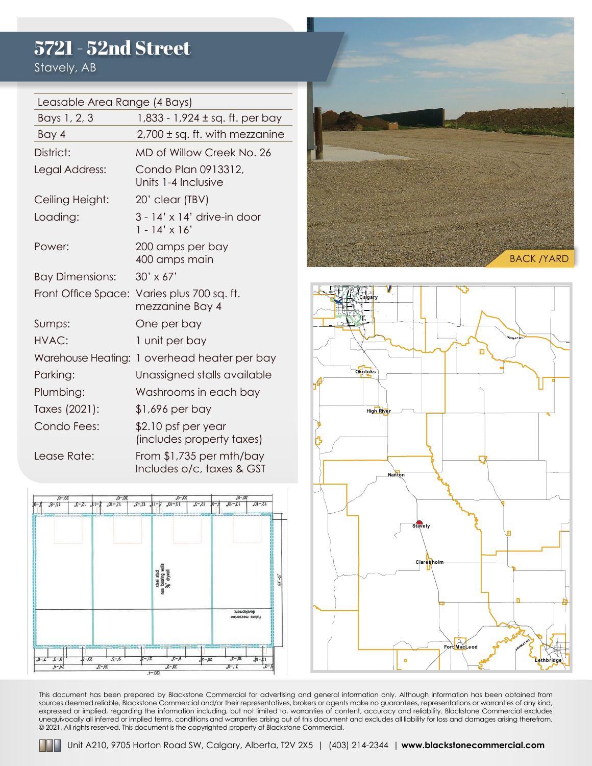# 5721 - 52nd Street

Stavely, AB

| Leasable Area Range (4 Bays) | |
|---|---|
| Bays 1, 2, 3 | 1,833 - 1,924 ± sq. ft. per bay |
| Bay 4 | 2,700 ± sq. ft. with mezzanine |
| District: | MD of Willow Creek No. 26 |
| Legal Address: | Condo Plan 0913312, Units 1-4 Inclusive |
| Ceiling Height: | 20' clear (TBV) |
| Loading: | 3 - 14' x 14' drive-in door<br>1 - 14' x 16' |
| Power: | 200 amps per bay<br>400 amps main |
| Bay Dimensions: | 30' x 67' |
| Front Office Space: | Varies plus 700 sq. ft. mezzanine Bay 4 |
| Sumps: | One per bay |
| HVAC: | 1 unit per bay |
| Warehouse Heating: | 1 overhead heater per bay |
| Parking: | Unassigned stalls available |
| Plumbing: | Washrooms in each bay |
| Taxes (2021): | $1,696 per bay |
| Condo Fees: | $2.10 psf per year (includes property taxes) |
| Lease Rate: | From $1,735 per mth/bay Includes o/c, taxes & GST |

BACK /YARD

This document has been prepared by Blackstone Commercial for advertising and general information only. Although information has been obtained from sources deemed reliable, Blackstone Commercial and/or their representatives, brokers or agents make no guarantees, representations or warranties of any kind, expressed or implied, regarding the information including, but not limited to, warranties of content, accuracy and reliability. Blackstone Commercial excludes unequivocally all inferred or implied terms, conditions and warranties arising out of this document and excludes all liability for loss and damages arising therefrom. © 2021, All rights reserved. This document is the copyrighted property of Blackstone Commercial.

Unit A210, 9705 Horton Road SW, Calgary, Alberta, T2V 2X5 | (403) 214-2344 | **www.blackstonecommercial.com**